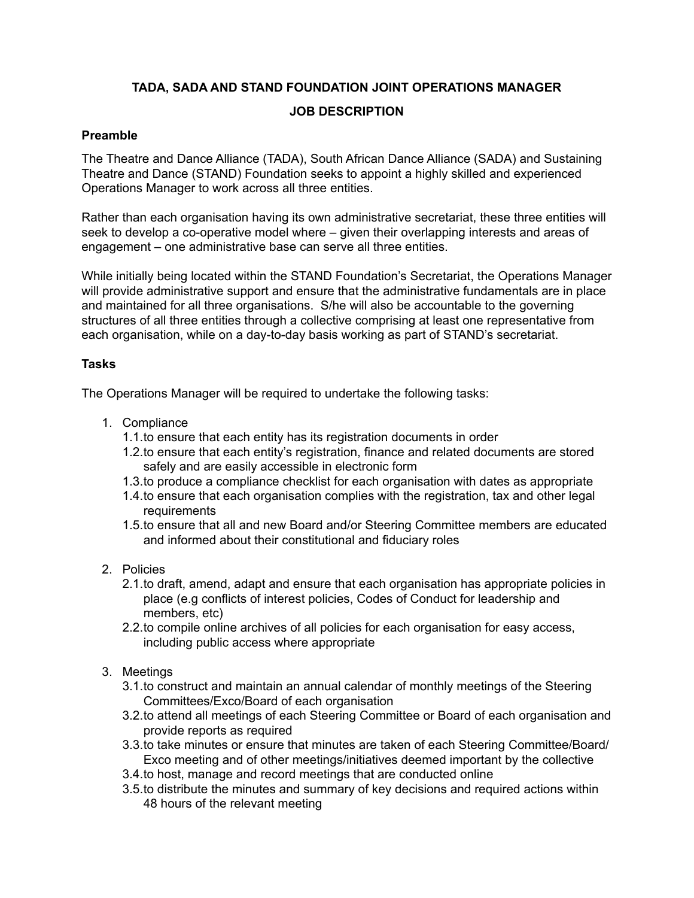# TADA, SADA AND STAND FOUNDATION JOINT OPERATIONS MANAGER

## JOB DESCRIPTION

### Preamble

The Theatre and Dance Alliance (TADA), South African Dance Alliance (SADA) and Sustaining Theatre and Dance (STAND) Foundation seeks to appoint a highly skilled and experienced Operations Manager to work across all three entities.

Rather than each organisation having its own administrative secretariat, these three entities will seek to develop a co-operative model where – given their overlapping interests and areas of engagement – one administrative base can serve all three entities.

While initially being located within the STAND Foundation's Secretariat, the Operations Manager will provide administrative support and ensure that the administrative fundamentals are in place and maintained for all three organisations. S/he will also be accountable to the governing structures of all three entities through a collective comprising at least one representative from each organisation, while on a day-to-day basis working as part of STAND's secretariat.

### Tasks

The Operations Manager will be required to undertake the following tasks:

1. Compliance
   - 1.1. to ensure that each entity has its registration documents in order
   - 1.2. to ensure that each entity's registration, finance and related documents are stored safely and are easily accessible in electronic form
   - 1.3. to produce a compliance checklist for each organisation with dates as appropriate
   - 1.4. to ensure that each organisation complies with the registration, tax and other legal requirements
   - 1.5. to ensure that all and new Board and/or Steering Committee members are educated and informed about their constitutional and fiduciary roles

2. Policies
   - 2.1. to draft, amend, adapt and ensure that each organisation has appropriate policies in place (e.g conflicts of interest policies, Codes of Conduct for leadership and members, etc)
   - 2.2. to compile online archives of all policies for each organisation for easy access, including public access where appropriate

3. Meetings
   - 3.1. to construct and maintain an annual calendar of monthly meetings of the Steering Committees/Exco/Board of each organisation
   - 3.2. to attend all meetings of each Steering Committee or Board of each organisation and provide reports as required
   - 3.3. to take minutes or ensure that minutes are taken of each Steering Committee/Board/Exco meeting and of other meetings/initiatives deemed important by the collective
   - 3.4. to host, manage and record meetings that are conducted online
   - 3.5. to distribute the minutes and summary of key decisions and required actions within 48 hours of the relevant meeting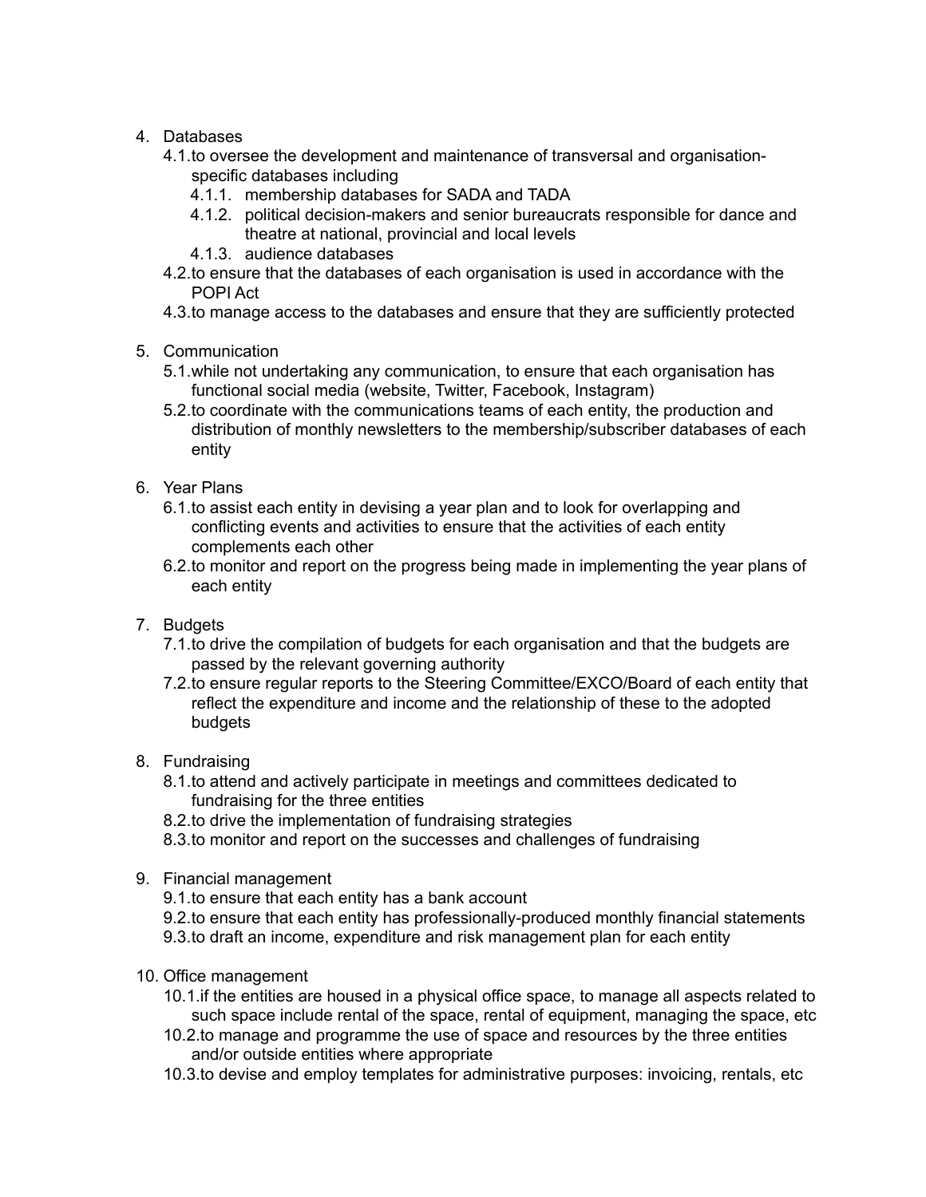4. Databases
    4.1. to oversee the development and maintenance of transversal and organisation-specific databases including
        4.1.1. membership databases for SADA and TADA
        4.1.2. political decision-makers and senior bureaucrats responsible for dance and theatre at national, provincial and local levels
        4.1.3. audience databases
    4.2. to ensure that the databases of each organisation is used in accordance with the POPI Act
    4.3. to manage access to the databases and ensure that they are sufficiently protected

5. Communication
    5.1. while not undertaking any communication, to ensure that each organisation has functional social media (website, Twitter, Facebook, Instagram)
    5.2. to coordinate with the communications teams of each entity, the production and distribution of monthly newsletters to the membership/subscriber databases of each entity

6. Year Plans
    6.1. to assist each entity in devising a year plan and to look for overlapping and conflicting events and activities to ensure that the activities of each entity complements each other
    6.2. to monitor and report on the progress being made in implementing the year plans of each entity

7. Budgets
    7.1. to drive the compilation of budgets for each organisation and that the budgets are passed by the relevant governing authority
    7.2. to ensure regular reports to the Steering Committee/EXCO/Board of each entity that reflect the expenditure and income and the relationship of these to the adopted budgets

8. Fundraising
    8.1. to attend and actively participate in meetings and committees dedicated to fundraising for the three entities
    8.2. to drive the implementation of fundraising strategies
    8.3. to monitor and report on the successes and challenges of fundraising

9. Financial management
    9.1. to ensure that each entity has a bank account
    9.2. to ensure that each entity has professionally-produced monthly financial statements
    9.3. to draft an income, expenditure and risk management plan for each entity

10. Office management
    10.1. if the entities are housed in a physical office space, to manage all aspects related to such space include rental of the space, rental of equipment, managing the space, etc
    10.2. to manage and programme the use of space and resources by the three entities and/or outside entities where appropriate
    10.3. to devise and employ templates for administrative purposes: invoicing, rentals, etc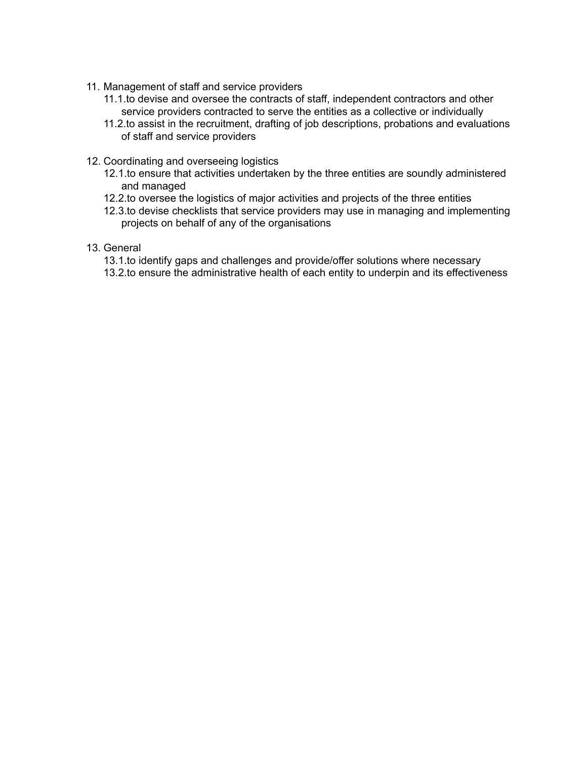11. Management of staff and service providers
    11.1. to devise and oversee the contracts of staff, independent contractors and other service providers contracted to serve the entities as a collective or individually
    11.2. to assist in the recruitment, drafting of job descriptions, probations and evaluations of staff and service providers

12. Coordinating and overseeing logistics
    12.1. to ensure that activities undertaken by the three entities are soundly administered and managed
    12.2. to oversee the logistics of major activities and projects of the three entities
    12.3. to devise checklists that service providers may use in managing and implementing projects on behalf of any of the organisations

13. General
    13.1. to identify gaps and challenges and provide/offer solutions where necessary
    13.2. to ensure the administrative health of each entity to underpin and its effectiveness